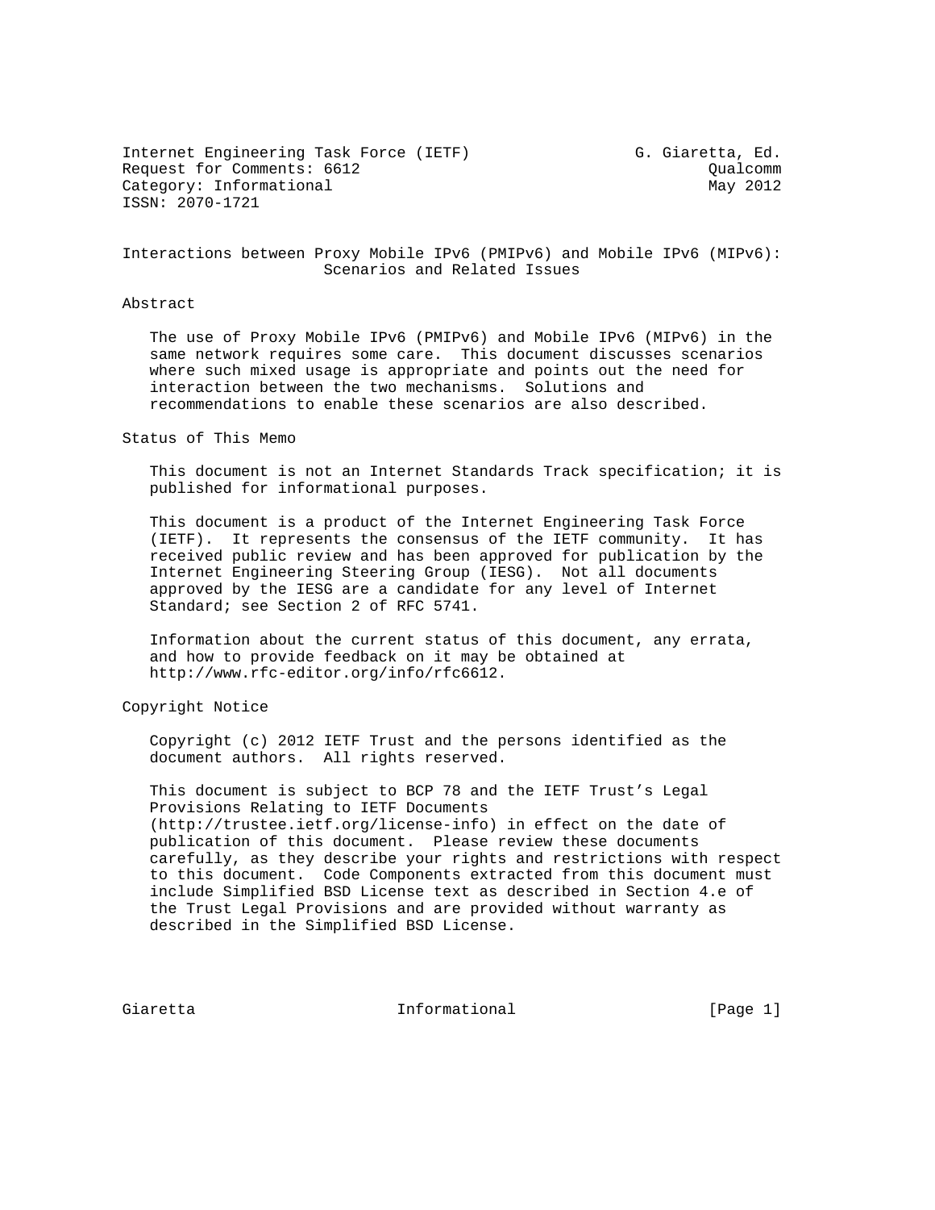Internet Engineering Task Force (IETF)  G. Giaretta, Ed.
Request for Comments: 6612  Qualcomm
Category: Informational  May 2012
ISSN: 2070-1721

# Interactions between Proxy Mobile IPv6 (PMIPv6) and Mobile IPv6 (MIPv6): Scenarios and Related Issues

## Abstract

The use of Proxy Mobile IPv6 (PMIPv6) and Mobile IPv6 (MIPv6) in the same network requires some care. This document discusses scenarios where such mixed usage is appropriate and points out the need for interaction between the two mechanisms. Solutions and recommendations to enable these scenarios are also described.

## Status of This Memo

This document is not an Internet Standards Track specification; it is published for informational purposes.

This document is a product of the Internet Engineering Task Force (IETF). It represents the consensus of the IETF community. It has received public review and has been approved for publication by the Internet Engineering Steering Group (IESG). Not all documents approved by the IESG are a candidate for any level of Internet Standard; see Section 2 of RFC 5741.

Information about the current status of this document, any errata, and how to provide feedback on it may be obtained at http://www.rfc-editor.org/info/rfc6612.

## Copyright Notice

Copyright (c) 2012 IETF Trust and the persons identified as the document authors. All rights reserved.

This document is subject to BCP 78 and the IETF Trust's Legal Provisions Relating to IETF Documents (http://trustee.ietf.org/license-info) in effect on the date of publication of this document. Please review these documents carefully, as they describe your rights and restrictions with respect to this document. Code Components extracted from this document must include Simplified BSD License text as described in Section 4.e of the Trust Legal Provisions and are provided without warranty as described in the Simplified BSD License.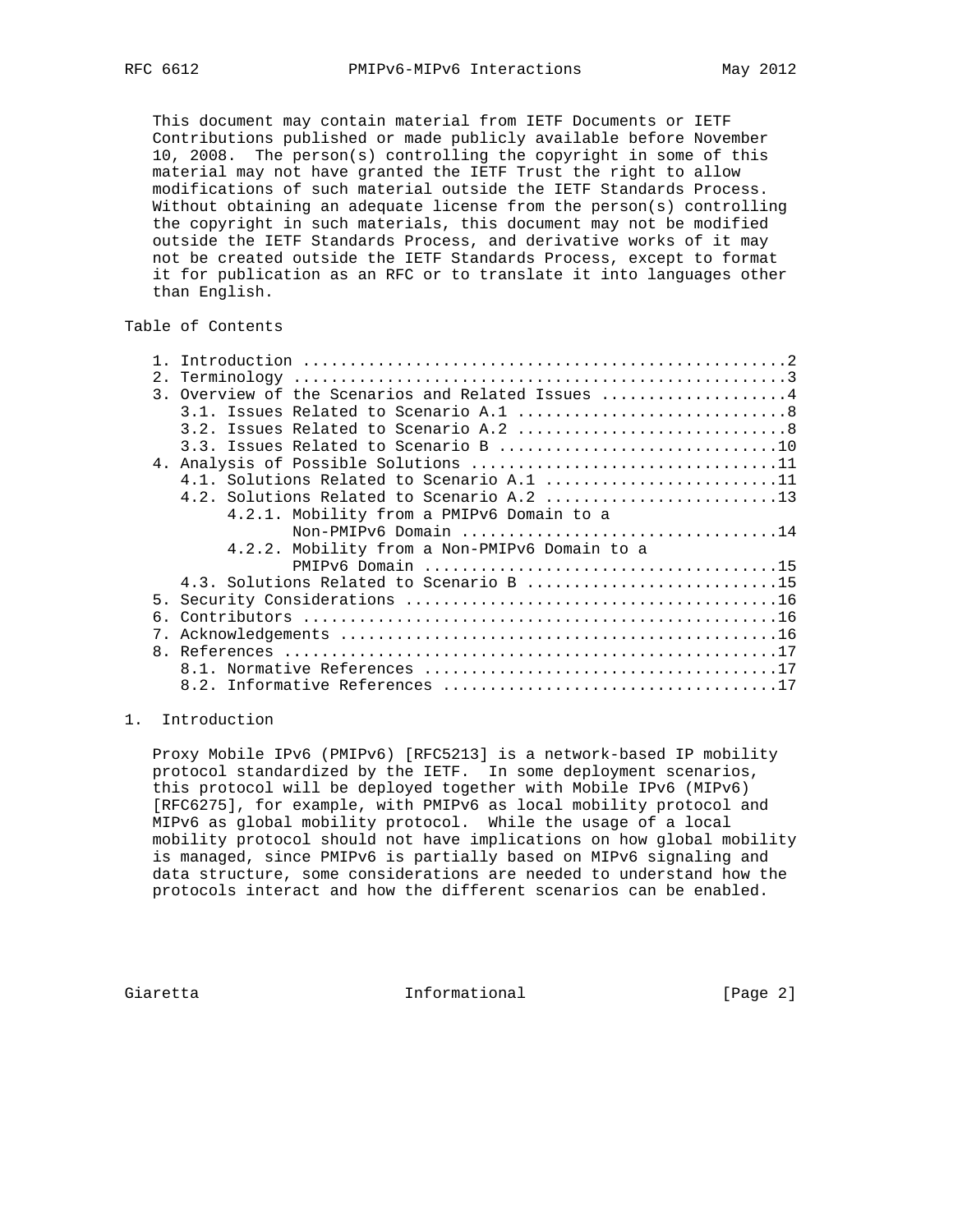This document may contain material from IETF Documents or IETF Contributions published or made publicly available before November 10, 2008. The person(s) controlling the copyright in some of this material may not have granted the IETF Trust the right to allow modifications of such material outside the IETF Standards Process. Without obtaining an adequate license from the person(s) controlling the copyright in such materials, this document may not be modified outside the IETF Standards Process, and derivative works of it may not be created outside the IETF Standards Process, except to format it for publication as an RFC or to translate it into languages other than English.

## Table of Contents

```
   1. Introduction ....................................................2
   2. Terminology .....................................................3
   3. Overview of the Scenarios and Related Issues ....................4
      3.1. Issues Related to Scenario A.1 .............................8
      3.2. Issues Related to Scenario A.2 .............................8
      3.3. Issues Related to Scenario B ..............................10
   4. Analysis of Possible Solutions .................................11
      4.1. Solutions Related to Scenario A.1 .........................11
      4.2. Solutions Related to Scenario A.2 .........................13
           4.2.1. Mobility from a PMIPv6 Domain to a
                  Non-PMIPv6 Domain ..................................14
           4.2.2. Mobility from a Non-PMIPv6 Domain to a
                  PMIPv6 Domain ......................................15
      4.3. Solutions Related to Scenario B ...........................15
   5. Security Considerations ........................................16
   6. Contributors ...................................................16
   7. Acknowledgements ...............................................16
   8. References .....................................................17
      8.1. Normative References ......................................17
      8.2. Informative References ....................................17
```

## 1. Introduction

Proxy Mobile IPv6 (PMIPv6) [RFC5213] is a network-based IP mobility protocol standardized by the IETF. In some deployment scenarios, this protocol will be deployed together with Mobile IPv6 (MIPv6) [RFC6275], for example, with PMIPv6 as local mobility protocol and MIPv6 as global mobility protocol. While the usage of a local mobility protocol should not have implications on how global mobility is managed, since PMIPv6 is partially based on MIPv6 signaling and data structure, some considerations are needed to understand how the protocols interact and how the different scenarios can be enabled.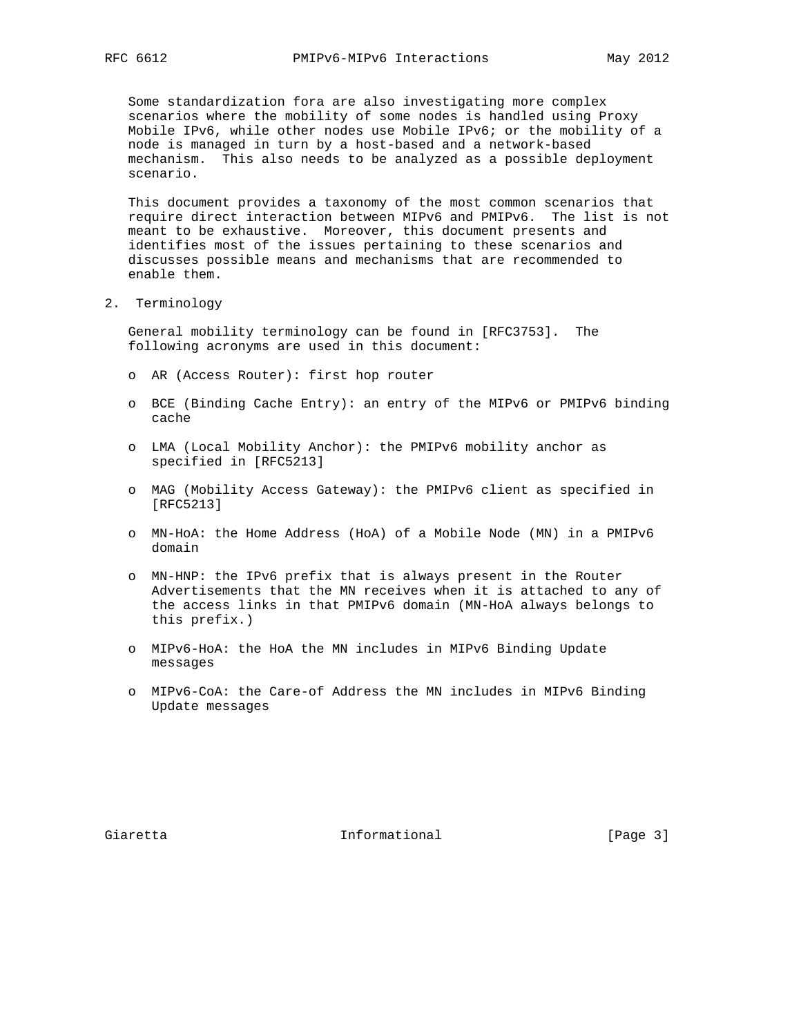Some standardization fora are also investigating more complex scenarios where the mobility of some nodes is handled using Proxy Mobile IPv6, while other nodes use Mobile IPv6; or the mobility of a node is managed in turn by a host-based and a network-based mechanism. This also needs to be analyzed as a possible deployment scenario.

This document provides a taxonomy of the most common scenarios that require direct interaction between MIPv6 and PMIPv6. The list is not meant to be exhaustive. Moreover, this document presents and identifies most of the issues pertaining to these scenarios and discusses possible means and mechanisms that are recommended to enable them.

## 2. Terminology

General mobility terminology can be found in [RFC3753]. The following acronyms are used in this document:

- AR (Access Router): first hop router
- BCE (Binding Cache Entry): an entry of the MIPv6 or PMIPv6 binding cache
- LMA (Local Mobility Anchor): the PMIPv6 mobility anchor as specified in [RFC5213]
- MAG (Mobility Access Gateway): the PMIPv6 client as specified in [RFC5213]
- MN-HoA: the Home Address (HoA) of a Mobile Node (MN) in a PMIPv6 domain
- MN-HNP: the IPv6 prefix that is always present in the Router Advertisements that the MN receives when it is attached to any of the access links in that PMIPv6 domain (MN-HoA always belongs to this prefix.)
- MIPv6-HoA: the HoA the MN includes in MIPv6 Binding Update messages
- MIPv6-CoA: the Care-of Address the MN includes in MIPv6 Binding Update messages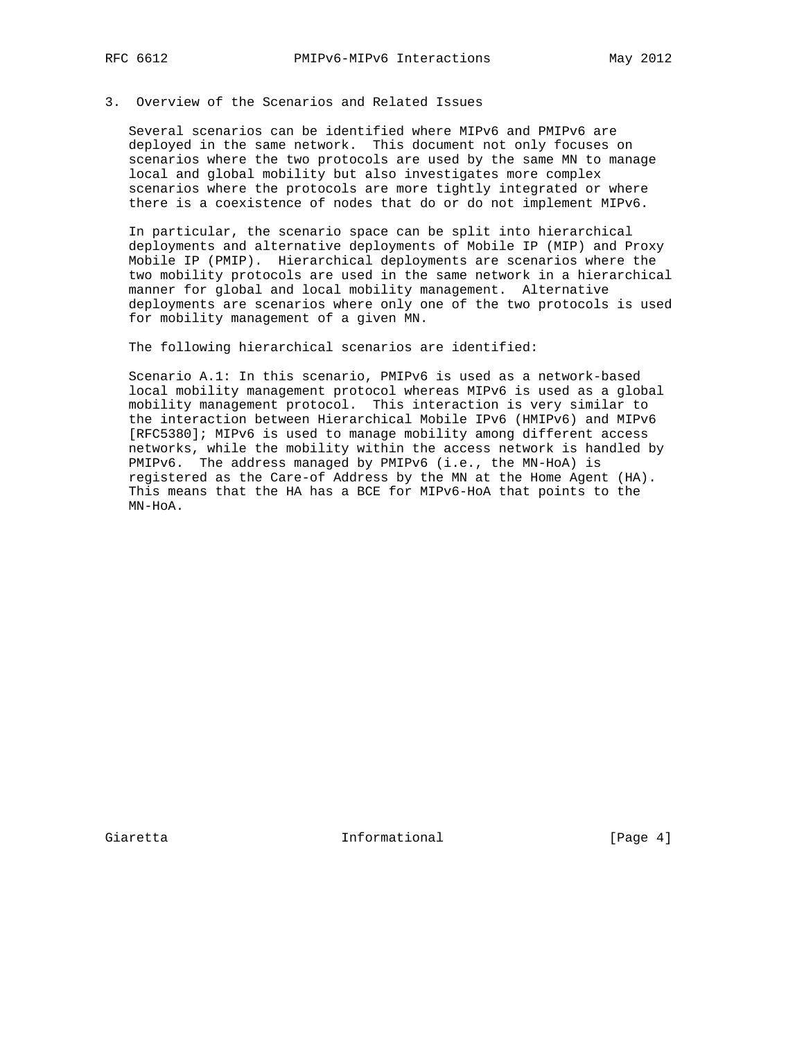## 3. Overview of the Scenarios and Related Issues

Several scenarios can be identified where MIPv6 and PMIPv6 are deployed in the same network. This document not only focuses on scenarios where the two protocols are used by the same MN to manage local and global mobility but also investigates more complex scenarios where the protocols are more tightly integrated or where there is a coexistence of nodes that do or do not implement MIPv6.

In particular, the scenario space can be split into hierarchical deployments and alternative deployments of Mobile IP (MIP) and Proxy Mobile IP (PMIP). Hierarchical deployments are scenarios where the two mobility protocols are used in the same network in a hierarchical manner for global and local mobility management. Alternative deployments are scenarios where only one of the two protocols is used for mobility management of a given MN.

The following hierarchical scenarios are identified:

Scenario A.1: In this scenario, PMIPv6 is used as a network-based local mobility management protocol whereas MIPv6 is used as a global mobility management protocol. This interaction is very similar to the interaction between Hierarchical Mobile IPv6 (HMIPv6) and MIPv6 [RFC5380]; MIPv6 is used to manage mobility among different access networks, while the mobility within the access network is handled by PMIPv6. The address managed by PMIPv6 (i.e., the MN-HoA) is registered as the Care-of Address by the MN at the Home Agent (HA). This means that the HA has a BCE for MIPv6-HoA that points to the MN-HoA.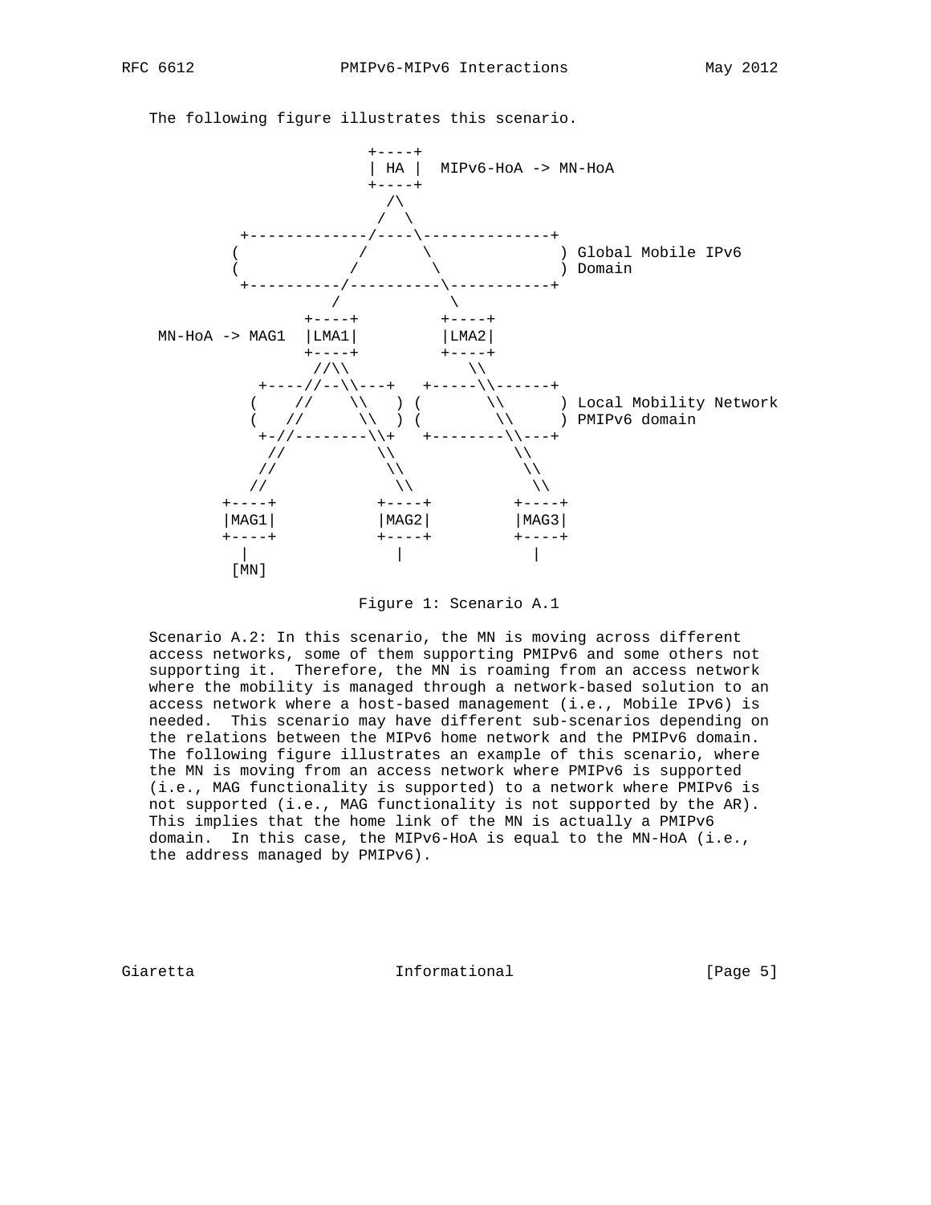The following figure illustrates this scenario.

```
                       +----+
                       | HA |  MIPv6-HoA -> MN-HoA
                       +----+
                         /\
                        /  \
         +-------------/----\--------------+
        (             /      \              ) Global Mobile IPv6
        (            /        \             ) Domain
         +----------/----------\-----------+
                   /            \
               +----+         +----+
 MN-HoA -> MAG1  |LMA1|         |LMA2|
               +----+         +----+
                //\\             \\
          +----//--\\---+   +-----\\------+
         (    //    \\   ) (       \\      ) Local Mobility Network
         (   //      \\  ) (        \\     ) PMIPv6 domain
          +-//--------\\+   +--------\\---+
           //          \\             \\
          //            \\             \\
         //              \\             \\
      +----+          +----+         +----+
      |MAG1|          |MAG2|         |MAG3|
      +----+          +----+         +----+
        |               |              |
       [MN]
```

Figure 1: Scenario A.1

Scenario A.2: In this scenario, the MN is moving across different access networks, some of them supporting PMIPv6 and some others not supporting it. Therefore, the MN is roaming from an access network where the mobility is managed through a network-based solution to an access network where a host-based management (i.e., Mobile IPv6) is needed. This scenario may have different sub-scenarios depending on the relations between the MIPv6 home network and the PMIPv6 domain. The following figure illustrates an example of this scenario, where the MN is moving from an access network where PMIPv6 is supported (i.e., MAG functionality is supported) to a network where PMIPv6 is not supported (i.e., MAG functionality is not supported by the AR). This implies that the home link of the MN is actually a PMIPv6 domain. In this case, the MIPv6-HoA is equal to the MN-HoA (i.e., the address managed by PMIPv6).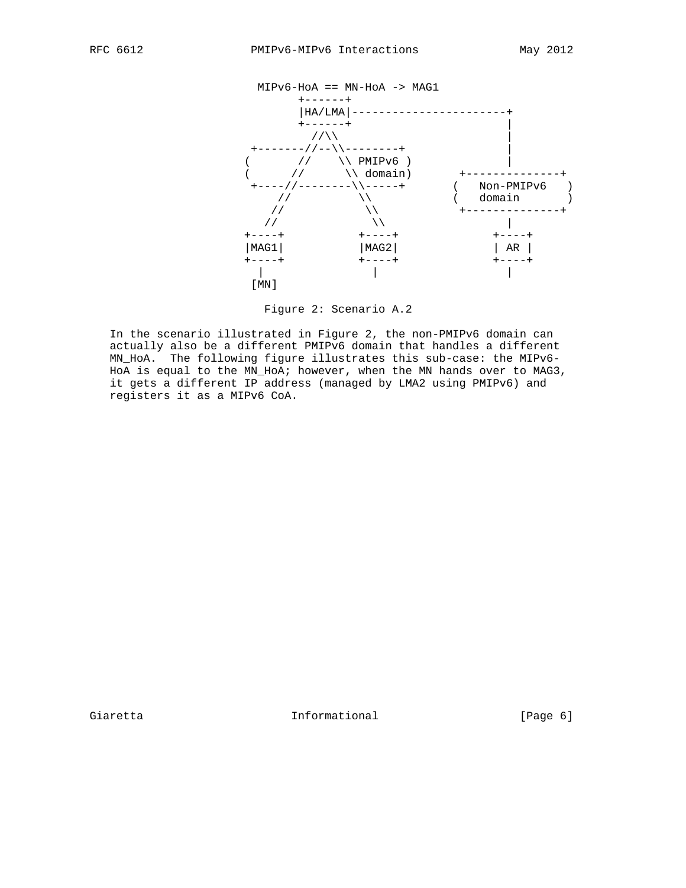```
                MIPv6-HoA == MN-HoA -> MAG1
                       +------+
                       |HA/LMA|-----------------------+
                       +------+                       |
                         //\\                         |
                +-------//--\\--------+               |
               (       //    \\ PMIPv6 )              |
               (      //      \\ domain)       +--------------+
                +----//--------\\-----+       (   Non-PMIPv6   )
                    //          \\            (   domain       )
                   //            \\            +--------------+
                  //              \\                  |
               +----+           +----+              +----+
               |MAG1|           |MAG2|              | AR |
               +----+           +----+              +----+
                 |                 |                   |
                [MN]
```

Figure 2: Scenario A.2

In the scenario illustrated in Figure 2, the non-PMIPv6 domain can actually also be a different PMIPv6 domain that handles a different MN_HoA. The following figure illustrates this sub-case: the MIPv6-HoA is equal to the MN_HoA; however, when the MN hands over to MAG3, it gets a different IP address (managed by LMA2 using PMIPv6) and registers it as a MIPv6 CoA.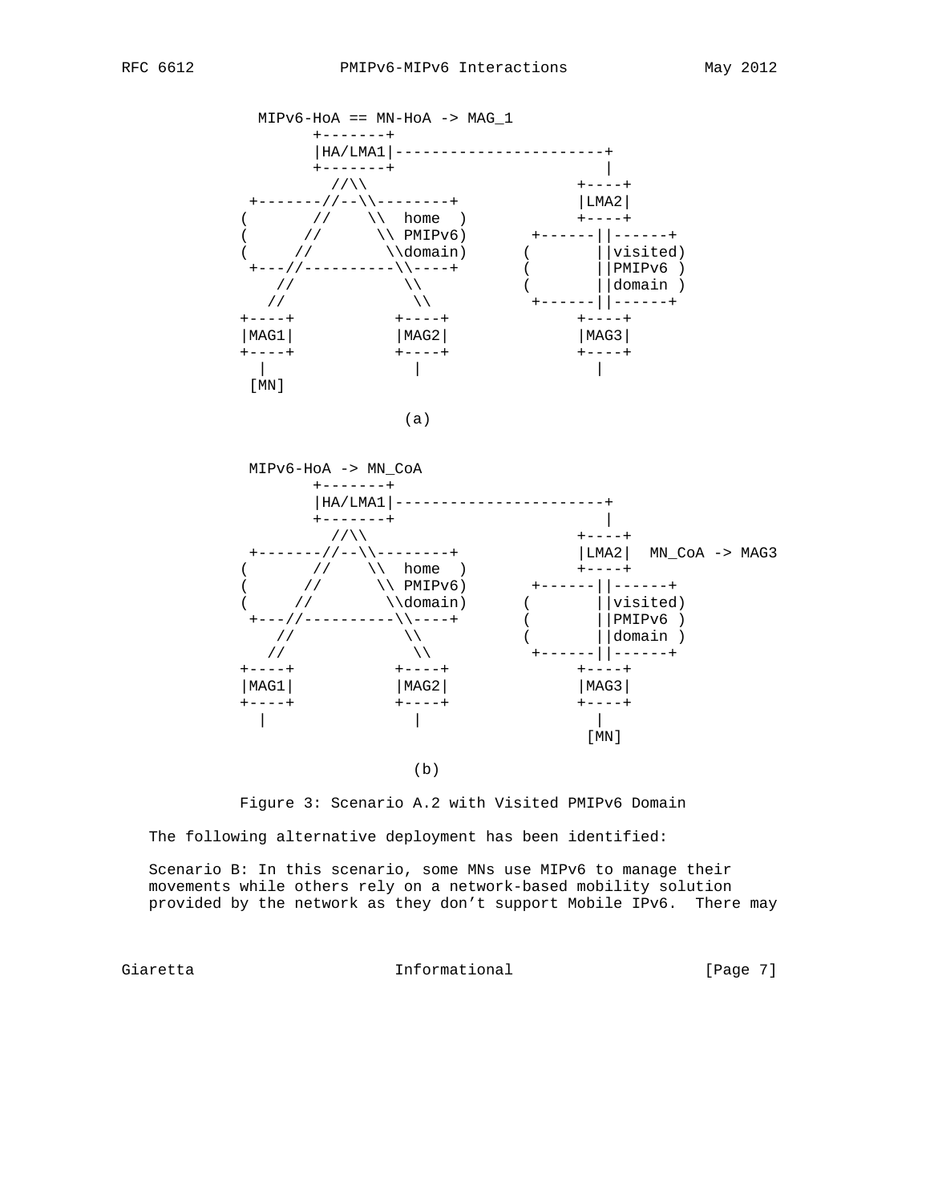```
              MIPv6-HoA == MN-HoA -> MAG_1
                    +-------+
                    |HA/LMA1|-----------------------+
                    +-------+                       |
                      //\\                       +----+
               +-------//--\\--------+           |LMA2|
              (       //    \\  home  )          +----+
              (      //      \\ PMIPv6)      +------||------+
              (     //        \\domain)     (       ||visited)
               +---//----------\\----+      (       ||PMIPv6 )
                  //            \\          (       ||domain )
                 //              \\          +------||------+
              +----+           +----+            +----+
              |MAG1|           |MAG2|            |MAG3|
              +----+           +----+            +----+
                |                |                 |
               [MN]

                                 (a)

             MIPv6-HoA -> MN_CoA
                    +-------+
                    |HA/LMA1|-----------------------+
                    +-------+                       |
                      //\\                       +----+
               +-------//--\\--------+           |LMA2|  MN_CoA -> MAG3
              (       //    \\  home  )          +----+
              (      //      \\ PMIPv6)      +------||------+
              (     //        \\domain)     (       ||visited)
               +---//----------\\----+      (       ||PMIPv6 )
                  //            \\          (       ||domain )
                 //              \\          +------||------+
              +----+           +----+            +----+
              |MAG1|           |MAG2|            |MAG3|
              +----+           +----+            +----+
                |                |                 |
                                                 [MN]

                                 (b)
```

Figure 3: Scenario A.2 with Visited PMIPv6 Domain

The following alternative deployment has been identified:

Scenario B: In this scenario, some MNs use MIPv6 to manage their movements while others rely on a network-based mobility solution provided by the network as they don't support Mobile IPv6. There may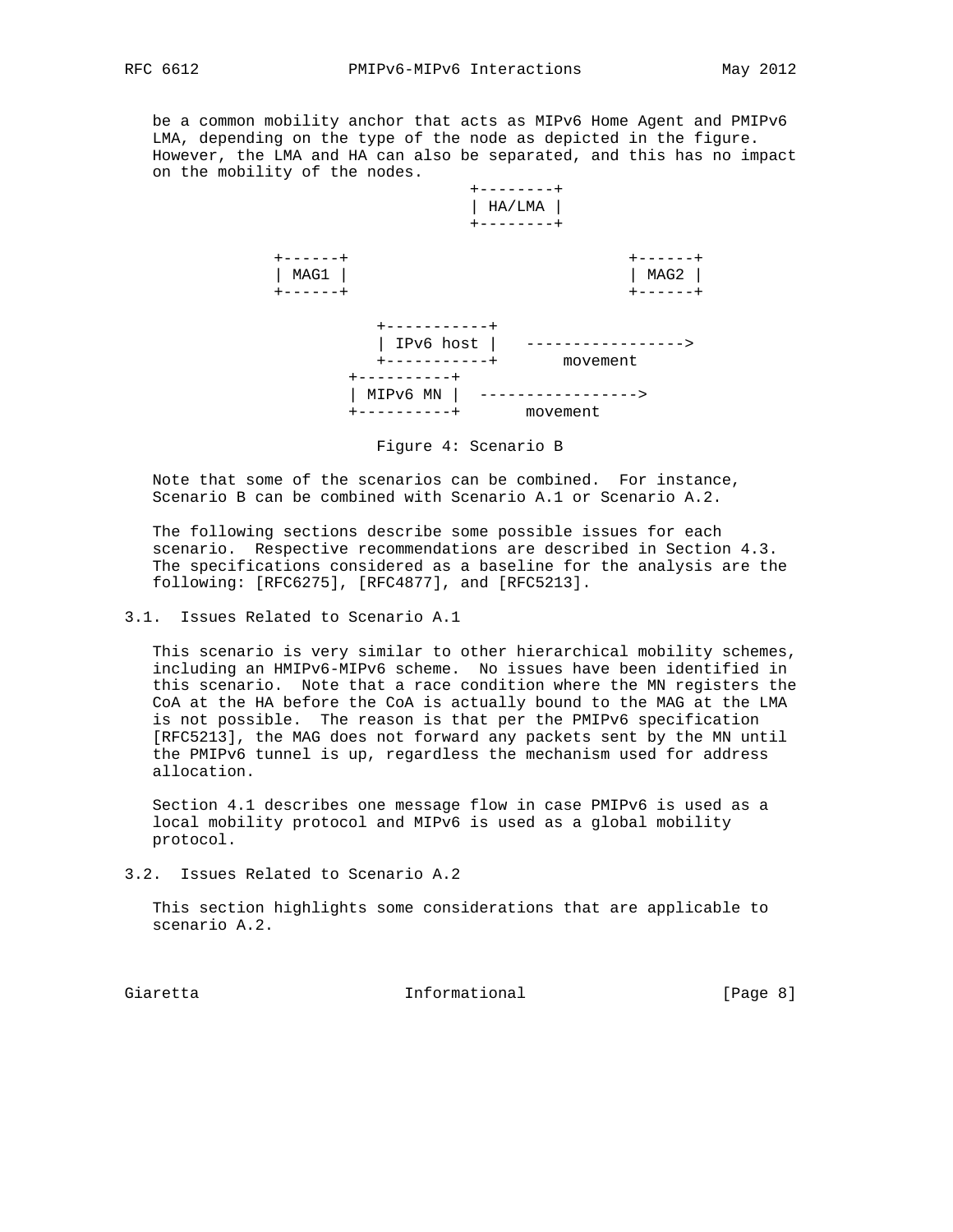be a common mobility anchor that acts as MIPv6 Home Agent and PMIPv6 LMA, depending on the type of the node as depicted in the figure. However, the LMA and HA can also be separated, and this has no impact on the mobility of the nodes.

```
                            +--------+
                            | HA/LMA |
                            +--------+

          +------+                          +------+
          | MAG1 |                          | MAG2 |
          +------+                          +------+

                 +-----------+
                 | IPv6 host |   ----------------->
                 +-----------+       movement
               +----------+
               | MIPv6 MN |  ----------------->
               +----------+       movement
```

Figure 4: Scenario B

Note that some of the scenarios can be combined. For instance, Scenario B can be combined with Scenario A.1 or Scenario A.2.

The following sections describe some possible issues for each scenario. Respective recommendations are described in Section 4.3. The specifications considered as a baseline for the analysis are the following: [RFC6275], [RFC4877], and [RFC5213].

## 3.1. Issues Related to Scenario A.1

This scenario is very similar to other hierarchical mobility schemes, including an HMIPv6-MIPv6 scheme. No issues have been identified in this scenario. Note that a race condition where the MN registers the CoA at the HA before the CoA is actually bound to the MAG at the LMA is not possible. The reason is that per the PMIPv6 specification [RFC5213], the MAG does not forward any packets sent by the MN until the PMIPv6 tunnel is up, regardless the mechanism used for address allocation.

Section 4.1 describes one message flow in case PMIPv6 is used as a local mobility protocol and MIPv6 is used as a global mobility protocol.

## 3.2. Issues Related to Scenario A.2

This section highlights some considerations that are applicable to scenario A.2.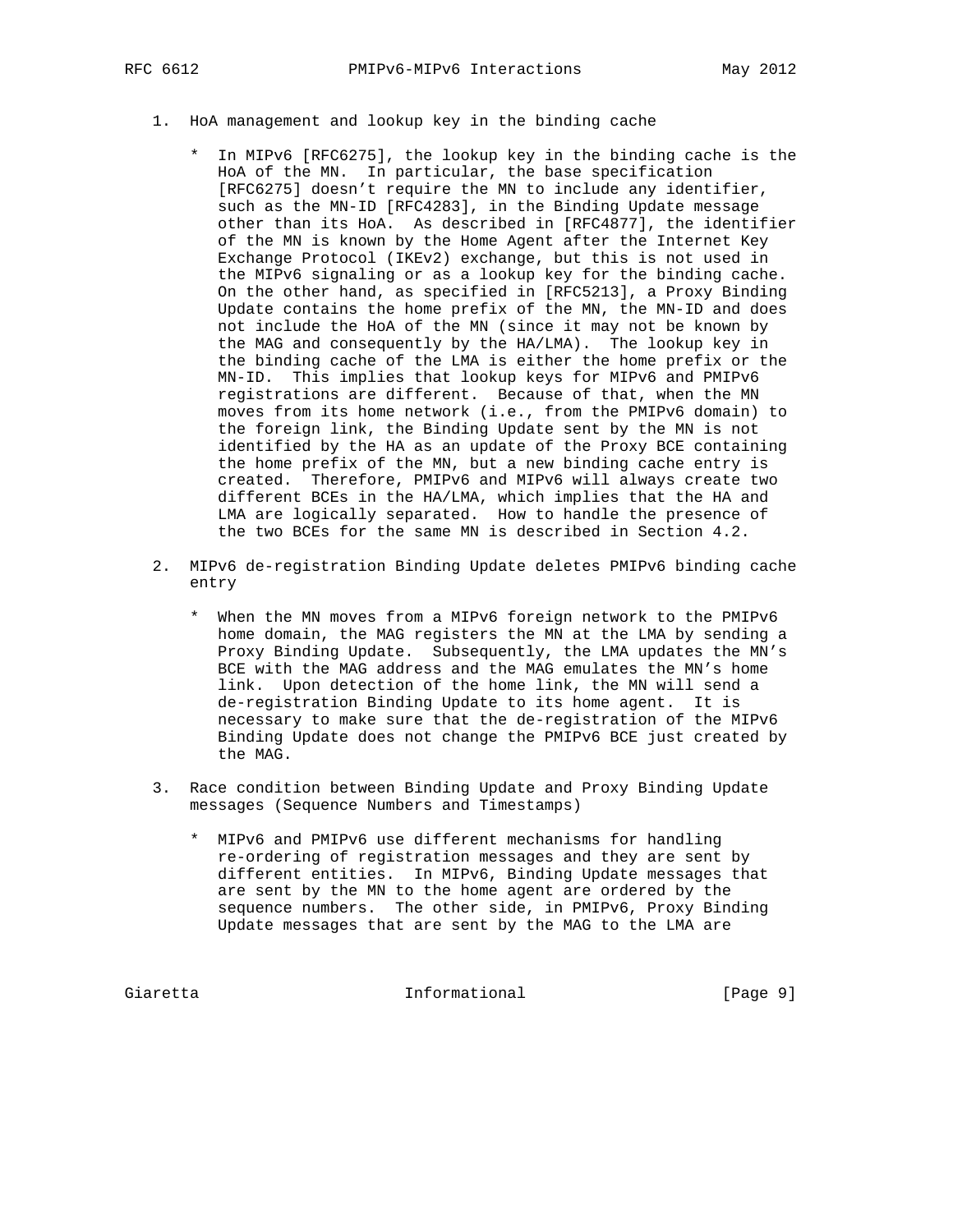1. HoA management and lookup key in the binding cache

   * In MIPv6 [RFC6275], the lookup key in the binding cache is the HoA of the MN. In particular, the base specification [RFC6275] doesn't require the MN to include any identifier, such as the MN-ID [RFC4283], in the Binding Update message other than its HoA. As described in [RFC4877], the identifier of the MN is known by the Home Agent after the Internet Key Exchange Protocol (IKEv2) exchange, but this is not used in the MIPv6 signaling or as a lookup key for the binding cache. On the other hand, as specified in [RFC5213], a Proxy Binding Update contains the home prefix of the MN, the MN-ID and does not include the HoA of the MN (since it may not be known by the MAG and consequently by the HA/LMA). The lookup key in the binding cache of the LMA is either the home prefix or the MN-ID. This implies that lookup keys for MIPv6 and PMIPv6 registrations are different. Because of that, when the MN moves from its home network (i.e., from the PMIPv6 domain) to the foreign link, the Binding Update sent by the MN is not identified by the HA as an update of the Proxy BCE containing the home prefix of the MN, but a new binding cache entry is created. Therefore, PMIPv6 and MIPv6 will always create two different BCEs in the HA/LMA, which implies that the HA and LMA are logically separated. How to handle the presence of the two BCEs for the same MN is described in Section 4.2.

2. MIPv6 de-registration Binding Update deletes PMIPv6 binding cache entry

   * When the MN moves from a MIPv6 foreign network to the PMIPv6 home domain, the MAG registers the MN at the LMA by sending a Proxy Binding Update. Subsequently, the LMA updates the MN's BCE with the MAG address and the MAG emulates the MN's home link. Upon detection of the home link, the MN will send a de-registration Binding Update to its home agent. It is necessary to make sure that the de-registration of the MIPv6 Binding Update does not change the PMIPv6 BCE just created by the MAG.

3. Race condition between Binding Update and Proxy Binding Update messages (Sequence Numbers and Timestamps)

   * MIPv6 and PMIPv6 use different mechanisms for handling re-ordering of registration messages and they are sent by different entities. In MIPv6, Binding Update messages that are sent by the MN to the home agent are ordered by the sequence numbers. The other side, in PMIPv6, Proxy Binding Update messages that are sent by the MAG to the LMA are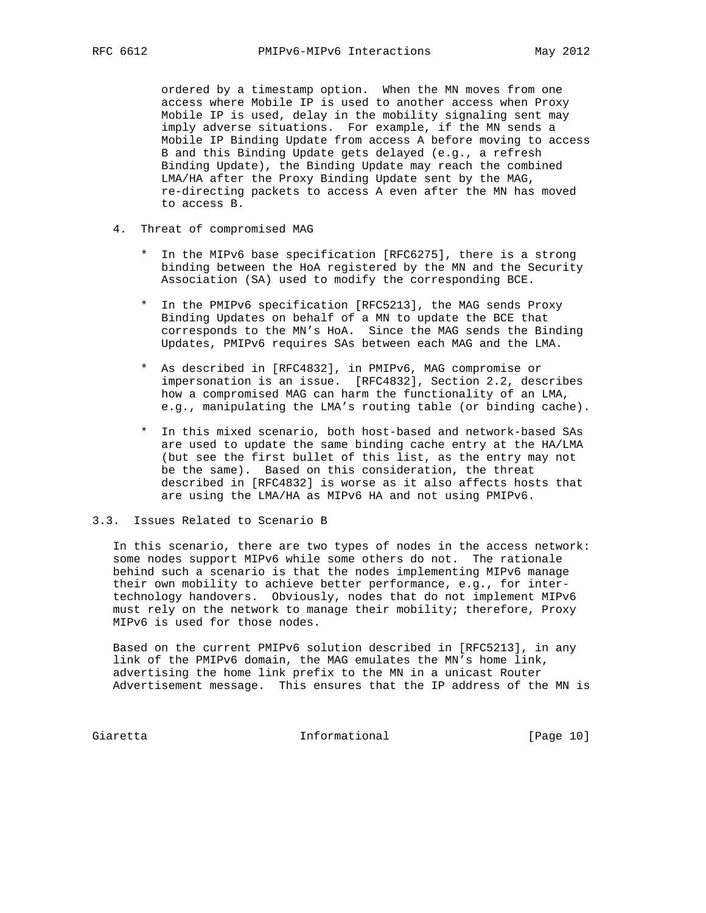ordered by a timestamp option. When the MN moves from one access where Mobile IP is used to another access when Proxy Mobile IP is used, delay in the mobility signaling sent may imply adverse situations. For example, if the MN sends a Mobile IP Binding Update from access A before moving to access B and this Binding Update gets delayed (e.g., a refresh Binding Update), the Binding Update may reach the combined LMA/HA after the Proxy Binding Update sent by the MAG, re-directing packets to access A even after the MN has moved to access B.

4. Threat of compromised MAG

   * In the MIPv6 base specification [RFC6275], there is a strong binding between the HoA registered by the MN and the Security Association (SA) used to modify the corresponding BCE.

   * In the PMIPv6 specification [RFC5213], the MAG sends Proxy Binding Updates on behalf of a MN to update the BCE that corresponds to the MN's HoA. Since the MAG sends the Binding Updates, PMIPv6 requires SAs between each MAG and the LMA.

   * As described in [RFC4832], in PMIPv6, MAG compromise or impersonation is an issue. [RFC4832], Section 2.2, describes how a compromised MAG can harm the functionality of an LMA, e.g., manipulating the LMA's routing table (or binding cache).

   * In this mixed scenario, both host-based and network-based SAs are used to update the same binding cache entry at the HA/LMA (but see the first bullet of this list, as the entry may not be the same). Based on this consideration, the threat described in [RFC4832] is worse as it also affects hosts that are using the LMA/HA as MIPv6 HA and not using PMIPv6.

### 3.3. Issues Related to Scenario B

In this scenario, there are two types of nodes in the access network: some nodes support MIPv6 while some others do not. The rationale behind such a scenario is that the nodes implementing MIPv6 manage their own mobility to achieve better performance, e.g., for inter-technology handovers. Obviously, nodes that do not implement MIPv6 must rely on the network to manage their mobility; therefore, Proxy MIPv6 is used for those nodes.

Based on the current PMIPv6 solution described in [RFC5213], in any link of the PMIPv6 domain, the MAG emulates the MN's home link, advertising the home link prefix to the MN in a unicast Router Advertisement message. This ensures that the IP address of the MN is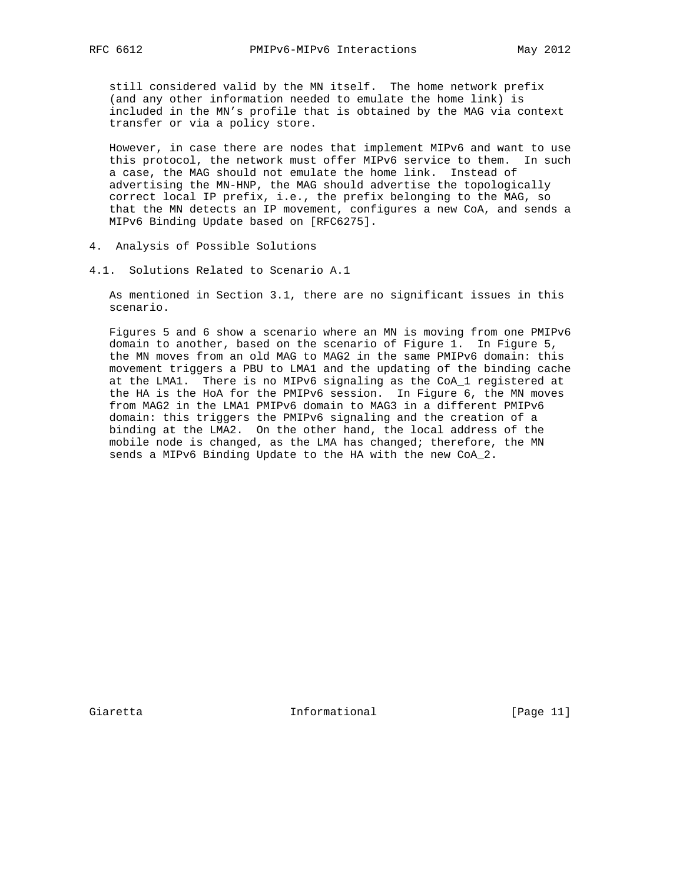still considered valid by the MN itself. The home network prefix (and any other information needed to emulate the home link) is included in the MN's profile that is obtained by the MAG via context transfer or via a policy store.

However, in case there are nodes that implement MIPv6 and want to use this protocol, the network must offer MIPv6 service to them. In such a case, the MAG should not emulate the home link. Instead of advertising the MN-HNP, the MAG should advertise the topologically correct local IP prefix, i.e., the prefix belonging to the MAG, so that the MN detects an IP movement, configures a new CoA, and sends a MIPv6 Binding Update based on [RFC6275].

## 4. Analysis of Possible Solutions

### 4.1. Solutions Related to Scenario A.1

As mentioned in Section 3.1, there are no significant issues in this scenario.

Figures 5 and 6 show a scenario where an MN is moving from one PMIPv6 domain to another, based on the scenario of Figure 1. In Figure 5, the MN moves from an old MAG to MAG2 in the same PMIPv6 domain: this movement triggers a PBU to LMA1 and the updating of the binding cache at the LMA1. There is no MIPv6 signaling as the CoA_1 registered at the HA is the HoA for the PMIPv6 session. In Figure 6, the MN moves from MAG2 in the LMA1 PMIPv6 domain to MAG3 in a different PMIPv6 domain: this triggers the PMIPv6 signaling and the creation of a binding at the LMA2. On the other hand, the local address of the mobile node is changed, as the LMA has changed; therefore, the MN sends a MIPv6 Binding Update to the HA with the new CoA_2.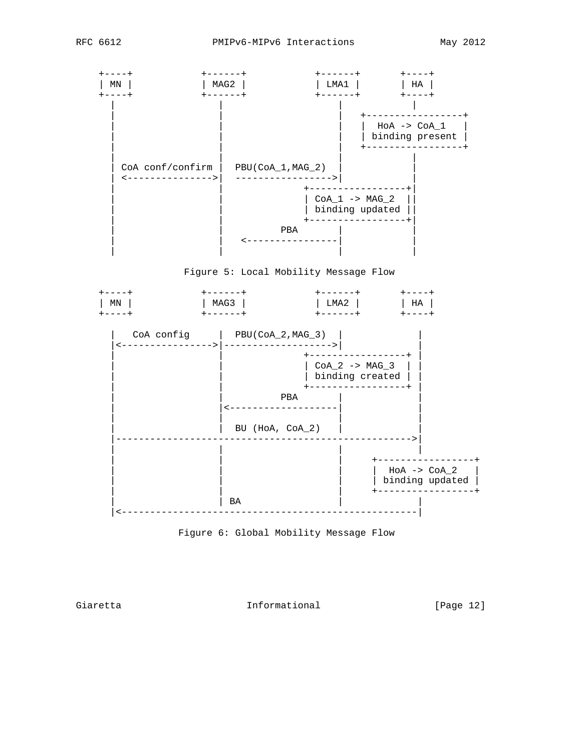```
    +----+            +------+           +------+       +----+
    | MN |            | MAG2 |           | LMA1 |       | HA |
    +----+            +------+           +------+       +----+
      |                  |                   |            |
      |                  |                   |   +-----------------+
      |                  |                   |   |  HoA -> CoA_1   |
      |                  |                   |   | binding present |
      |                  |                   |   +-----------------+
      |                  |                   |            |
      | CoA conf/confirm |  PBU(CoA_1,MAG_2) |            |
      | <--------------->|  ----------------->|           |
      |                  |              +-----------------+|
      |                  |              | CoA_1 -> MAG_2  ||
      |                  |              | binding updated ||
      |                  |              +-----------------+|
      |                  |          PBA      |            |
      |                  |   <---------------|            |
      |                  |                   |            |
```

Figure 5: Local Mobility Message Flow

```
    +----+            +------+           +------+       +----+
    | MN |            | MAG3 |           | LMA2 |       | HA |
    +----+            +------+           +------+       +----+

      |   CoA config     |  PBU(CoA_2,MAG_3)  |            |
      |<---------------->|------------------->|            |
      |                  |              +-----------------+ |
      |                  |              | CoA_2 -> MAG_3  | |
      |                  |              | binding created | |
      |                  |              +-----------------+ |
      |                  |          PBA      |             |
      |                  |<------------------|             |
      |                  |                   |             |
      |                  |  BU (HoA, CoA_2)  |             |
      |--------------------------------------------------->|
      |                  |                   |             |
      |                  |                   |    +-----------------+
      |                  |                   |    |  HoA -> CoA_2   |
      |                  |                   |    | binding updated |
      |                  |                   |    +-----------------+
      |                  | BA                |             |
      |<---------------------------------------------------|
```

Figure 6: Global Mobility Message Flow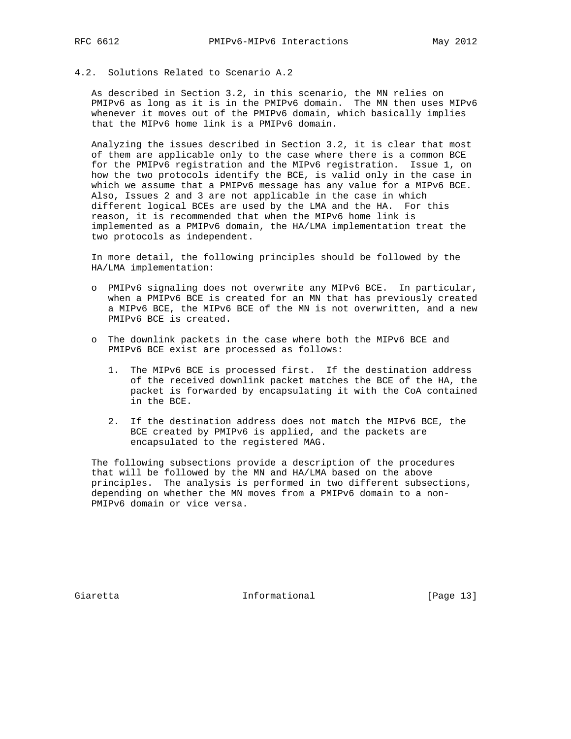### 4.2. Solutions Related to Scenario A.2

As described in Section 3.2, in this scenario, the MN relies on PMIPv6 as long as it is in the PMIPv6 domain. The MN then uses MIPv6 whenever it moves out of the PMIPv6 domain, which basically implies that the MIPv6 home link is a PMIPv6 domain.

Analyzing the issues described in Section 3.2, it is clear that most of them are applicable only to the case where there is a common BCE for the PMIPv6 registration and the MIPv6 registration. Issue 1, on how the two protocols identify the BCE, is valid only in the case in which we assume that a PMIPv6 message has any value for a MIPv6 BCE. Also, Issues 2 and 3 are not applicable in the case in which different logical BCEs are used by the LMA and the HA. For this reason, it is recommended that when the MIPv6 home link is implemented as a PMIPv6 domain, the HA/LMA implementation treat the two protocols as independent.

In more detail, the following principles should be followed by the HA/LMA implementation:

- PMIPv6 signaling does not overwrite any MIPv6 BCE. In particular, when a PMIPv6 BCE is created for an MN that has previously created a MIPv6 BCE, the MIPv6 BCE of the MN is not overwritten, and a new PMIPv6 BCE is created.

- The downlink packets in the case where both the MIPv6 BCE and PMIPv6 BCE exist are processed as follows:

  1. The MIPv6 BCE is processed first. If the destination address of the received downlink packet matches the BCE of the HA, the packet is forwarded by encapsulating it with the CoA contained in the BCE.

  2. If the destination address does not match the MIPv6 BCE, the BCE created by PMIPv6 is applied, and the packets are encapsulated to the registered MAG.

The following subsections provide a description of the procedures that will be followed by the MN and HA/LMA based on the above principles. The analysis is performed in two different subsections, depending on whether the MN moves from a PMIPv6 domain to a non-PMIPv6 domain or vice versa.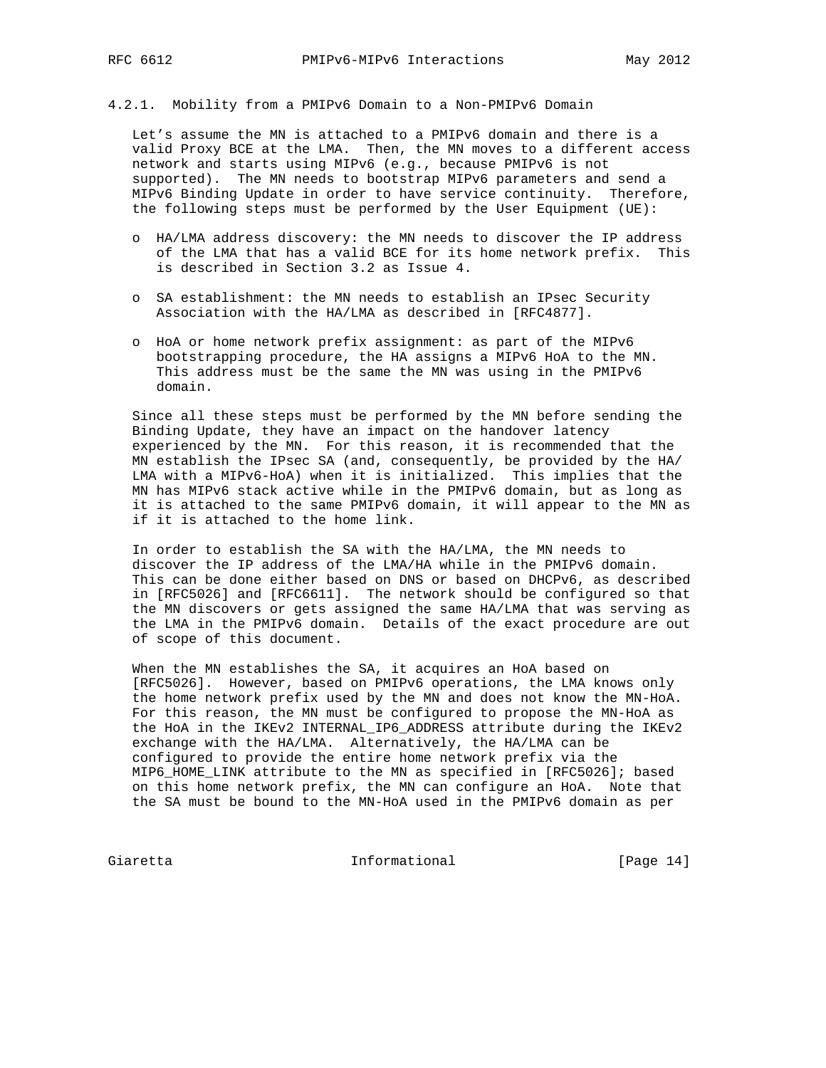#### 4.2.1. Mobility from a PMIPv6 Domain to a Non-PMIPv6 Domain

Let's assume the MN is attached to a PMIPv6 domain and there is a valid Proxy BCE at the LMA. Then, the MN moves to a different access network and starts using MIPv6 (e.g., because PMIPv6 is not supported). The MN needs to bootstrap MIPv6 parameters and send a MIPv6 Binding Update in order to have service continuity. Therefore, the following steps must be performed by the User Equipment (UE):

- HA/LMA address discovery: the MN needs to discover the IP address of the LMA that has a valid BCE for its home network prefix. This is described in Section 3.2 as Issue 4.
- SA establishment: the MN needs to establish an IPsec Security Association with the HA/LMA as described in [RFC4877].
- HoA or home network prefix assignment: as part of the MIPv6 bootstrapping procedure, the HA assigns a MIPv6 HoA to the MN. This address must be the same the MN was using in the PMIPv6 domain.

Since all these steps must be performed by the MN before sending the Binding Update, they have an impact on the handover latency experienced by the MN. For this reason, it is recommended that the MN establish the IPsec SA (and, consequently, be provided by the HA/LMA with a MIPv6-HoA) when it is initialized. This implies that the MN has MIPv6 stack active while in the PMIPv6 domain, but as long as it is attached to the same PMIPv6 domain, it will appear to the MN as if it is attached to the home link.

In order to establish the SA with the HA/LMA, the MN needs to discover the IP address of the LMA/HA while in the PMIPv6 domain. This can be done either based on DNS or based on DHCPv6, as described in [RFC5026] and [RFC6611]. The network should be configured so that the MN discovers or gets assigned the same HA/LMA that was serving as the LMA in the PMIPv6 domain. Details of the exact procedure are out of scope of this document.

When the MN establishes the SA, it acquires an HoA based on [RFC5026]. However, based on PMIPv6 operations, the LMA knows only the home network prefix used by the MN and does not know the MN-HoA. For this reason, the MN must be configured to propose the MN-HoA as the HoA in the IKEv2 INTERNAL_IP6_ADDRESS attribute during the IKEv2 exchange with the HA/LMA. Alternatively, the HA/LMA can be configured to provide the entire home network prefix via the MIP6_HOME_LINK attribute to the MN as specified in [RFC5026]; based on this home network prefix, the MN can configure an HoA. Note that the SA must be bound to the MN-HoA used in the PMIPv6 domain as per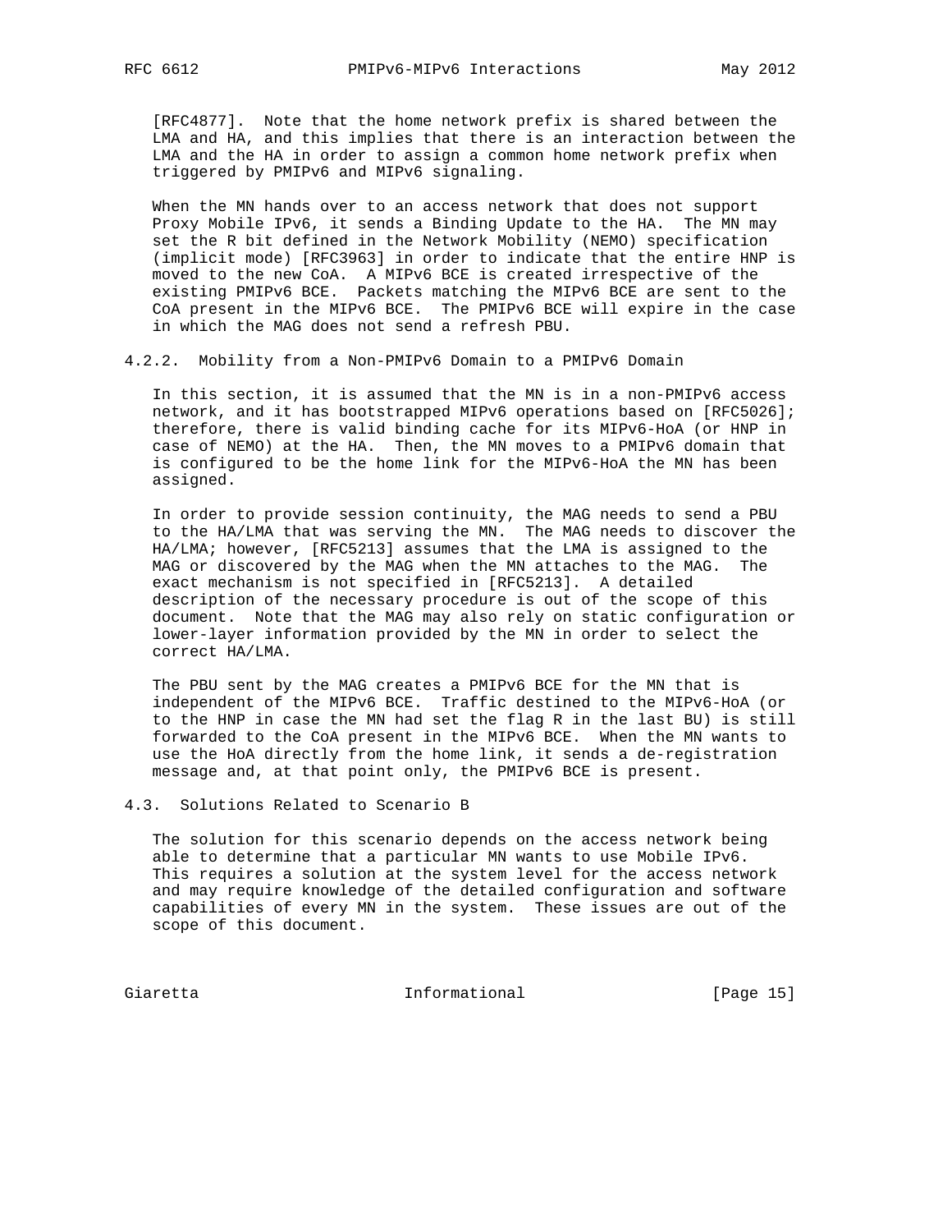[RFC4877]. Note that the home network prefix is shared between the LMA and HA, and this implies that there is an interaction between the LMA and the HA in order to assign a common home network prefix when triggered by PMIPv6 and MIPv6 signaling.

When the MN hands over to an access network that does not support Proxy Mobile IPv6, it sends a Binding Update to the HA. The MN may set the R bit defined in the Network Mobility (NEMO) specification (implicit mode) [RFC3963] in order to indicate that the entire HNP is moved to the new CoA. A MIPv6 BCE is created irrespective of the existing PMIPv6 BCE. Packets matching the MIPv6 BCE are sent to the CoA present in the MIPv6 BCE. The PMIPv6 BCE will expire in the case in which the MAG does not send a refresh PBU.

#### 4.2.2. Mobility from a Non-PMIPv6 Domain to a PMIPv6 Domain

In this section, it is assumed that the MN is in a non-PMIPv6 access network, and it has bootstrapped MIPv6 operations based on [RFC5026]; therefore, there is valid binding cache for its MIPv6-HoA (or HNP in case of NEMO) at the HA. Then, the MN moves to a PMIPv6 domain that is configured to be the home link for the MIPv6-HoA the MN has been assigned.

In order to provide session continuity, the MAG needs to send a PBU to the HA/LMA that was serving the MN. The MAG needs to discover the HA/LMA; however, [RFC5213] assumes that the LMA is assigned to the MAG or discovered by the MAG when the MN attaches to the MAG. The exact mechanism is not specified in [RFC5213]. A detailed description of the necessary procedure is out of the scope of this document. Note that the MAG may also rely on static configuration or lower-layer information provided by the MN in order to select the correct HA/LMA.

The PBU sent by the MAG creates a PMIPv6 BCE for the MN that is independent of the MIPv6 BCE. Traffic destined to the MIPv6-HoA (or to the HNP in case the MN had set the flag R in the last BU) is still forwarded to the CoA present in the MIPv6 BCE. When the MN wants to use the HoA directly from the home link, it sends a de-registration message and, at that point only, the PMIPv6 BCE is present.

### 4.3. Solutions Related to Scenario B

The solution for this scenario depends on the access network being able to determine that a particular MN wants to use Mobile IPv6. This requires a solution at the system level for the access network and may require knowledge of the detailed configuration and software capabilities of every MN in the system. These issues are out of the scope of this document.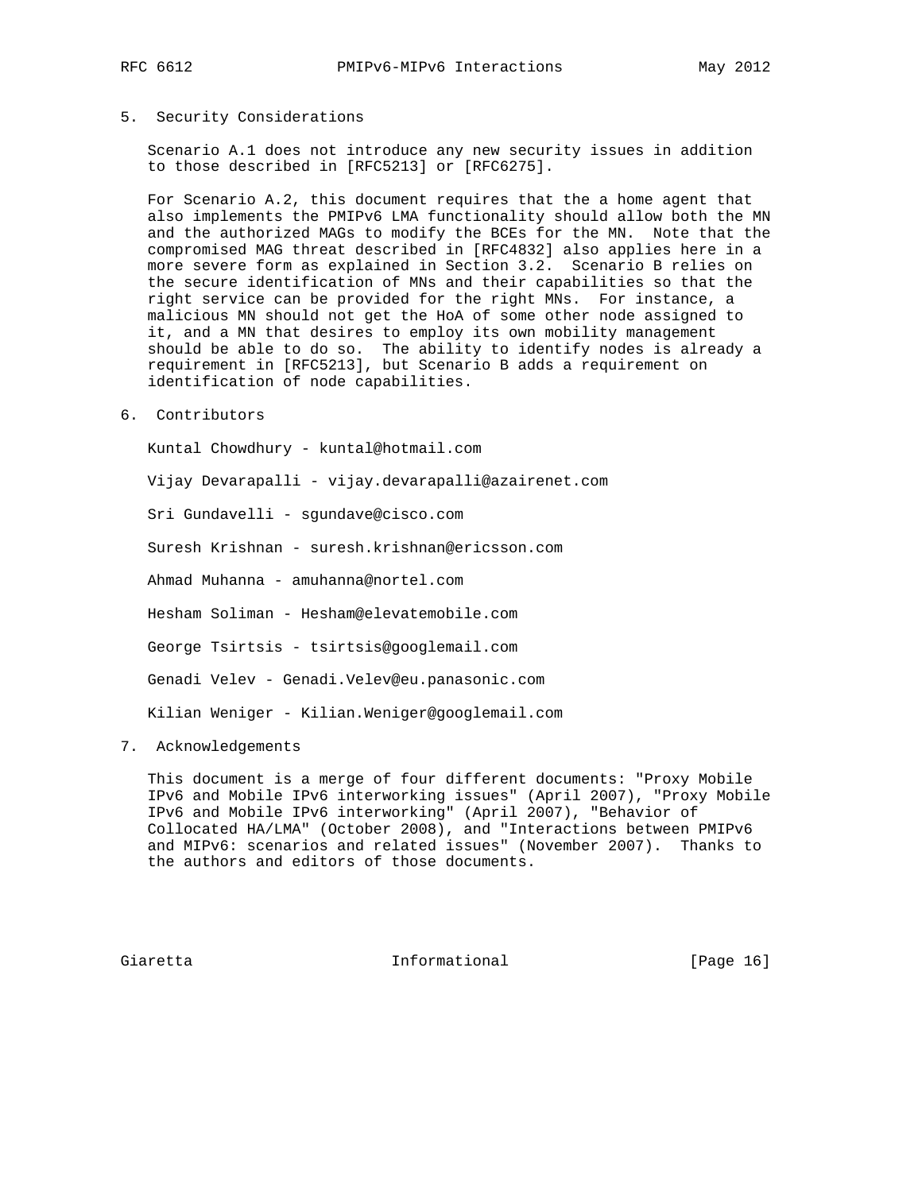## 5. Security Considerations

Scenario A.1 does not introduce any new security issues in addition to those described in [RFC5213] or [RFC6275].

For Scenario A.2, this document requires that the a home agent that also implements the PMIPv6 LMA functionality should allow both the MN and the authorized MAGs to modify the BCEs for the MN. Note that the compromised MAG threat described in [RFC4832] also applies here in a more severe form as explained in Section 3.2. Scenario B relies on the secure identification of MNs and their capabilities so that the right service can be provided for the right MNs. For instance, a malicious MN should not get the HoA of some other node assigned to it, and a MN that desires to employ its own mobility management should be able to do so. The ability to identify nodes is already a requirement in [RFC5213], but Scenario B adds a requirement on identification of node capabilities.

## 6. Contributors

Kuntal Chowdhury - kuntal@hotmail.com

Vijay Devarapalli - vijay.devarapalli@azairenet.com

Sri Gundavelli - sgundave@cisco.com

Suresh Krishnan - suresh.krishnan@ericsson.com

Ahmad Muhanna - amuhanna@nortel.com

Hesham Soliman - Hesham@elevatemobile.com

George Tsirtsis - tsirtsis@googlemail.com

Genadi Velev - Genadi.Velev@eu.panasonic.com

Kilian Weniger - Kilian.Weniger@googlemail.com

## 7. Acknowledgements

This document is a merge of four different documents: "Proxy Mobile IPv6 and Mobile IPv6 interworking issues" (April 2007), "Proxy Mobile IPv6 and Mobile IPv6 interworking" (April 2007), "Behavior of Collocated HA/LMA" (October 2008), and "Interactions between PMIPv6 and MIPv6: scenarios and related issues" (November 2007). Thanks to the authors and editors of those documents.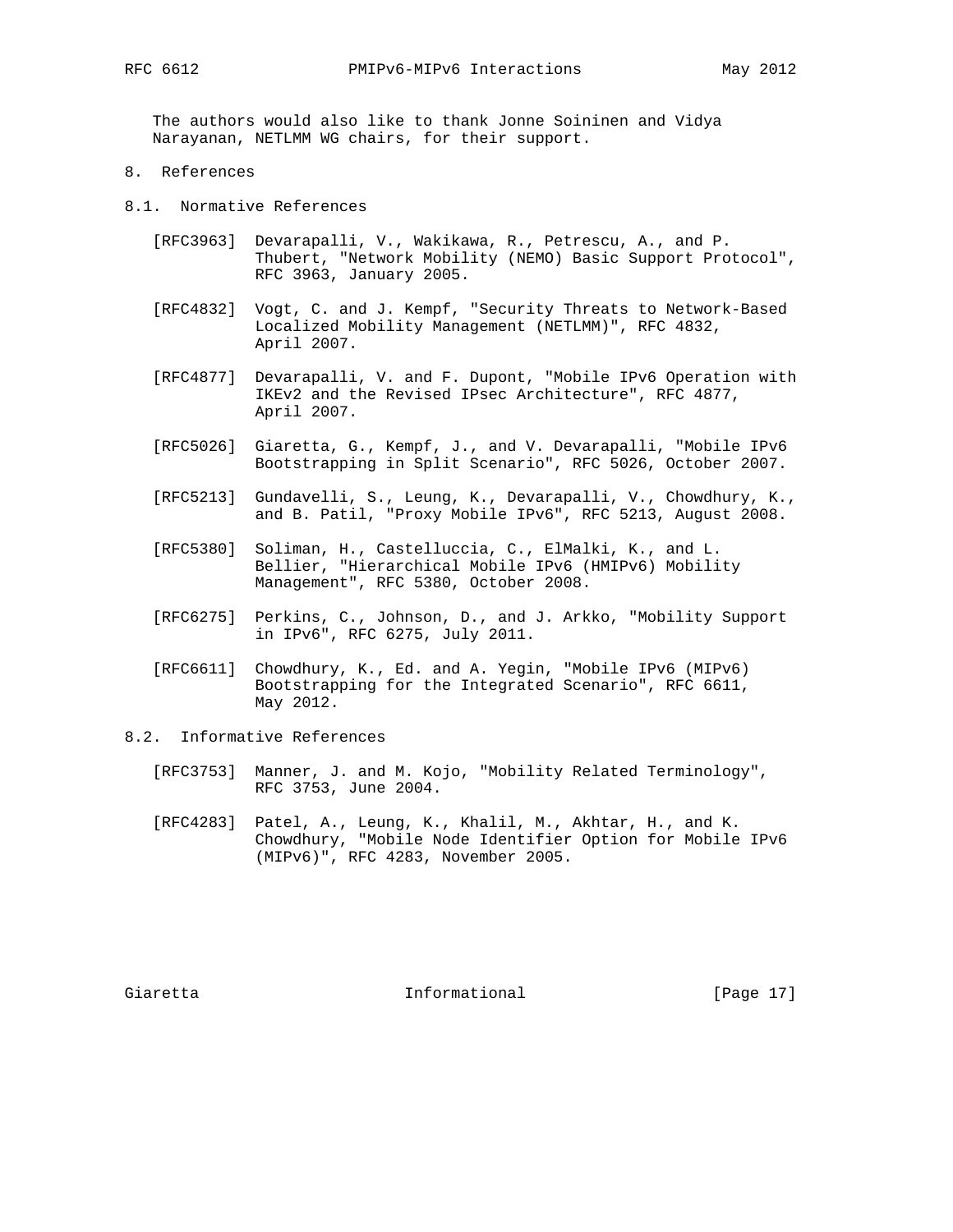The authors would also like to thank Jonne Soininen and Vidya Narayanan, NETLMM WG chairs, for their support.

# 8. References

## 8.1. Normative References

[RFC3963] Devarapalli, V., Wakikawa, R., Petrescu, A., and P. Thubert, "Network Mobility (NEMO) Basic Support Protocol", RFC 3963, January 2005.

[RFC4832] Vogt, C. and J. Kempf, "Security Threats to Network-Based Localized Mobility Management (NETLMM)", RFC 4832, April 2007.

[RFC4877] Devarapalli, V. and F. Dupont, "Mobile IPv6 Operation with IKEv2 and the Revised IPsec Architecture", RFC 4877, April 2007.

[RFC5026] Giaretta, G., Kempf, J., and V. Devarapalli, "Mobile IPv6 Bootstrapping in Split Scenario", RFC 5026, October 2007.

[RFC5213] Gundavelli, S., Leung, K., Devarapalli, V., Chowdhury, K., and B. Patil, "Proxy Mobile IPv6", RFC 5213, August 2008.

[RFC5380] Soliman, H., Castelluccia, C., ElMalki, K., and L. Bellier, "Hierarchical Mobile IPv6 (HMIPv6) Mobility Management", RFC 5380, October 2008.

[RFC6275] Perkins, C., Johnson, D., and J. Arkko, "Mobility Support in IPv6", RFC 6275, July 2011.

[RFC6611] Chowdhury, K., Ed. and A. Yegin, "Mobile IPv6 (MIPv6) Bootstrapping for the Integrated Scenario", RFC 6611, May 2012.

## 8.2. Informative References

[RFC3753] Manner, J. and M. Kojo, "Mobility Related Terminology", RFC 3753, June 2004.

[RFC4283] Patel, A., Leung, K., Khalil, M., Akhtar, H., and K. Chowdhury, "Mobile Node Identifier Option for Mobile IPv6 (MIPv6)", RFC 4283, November 2005.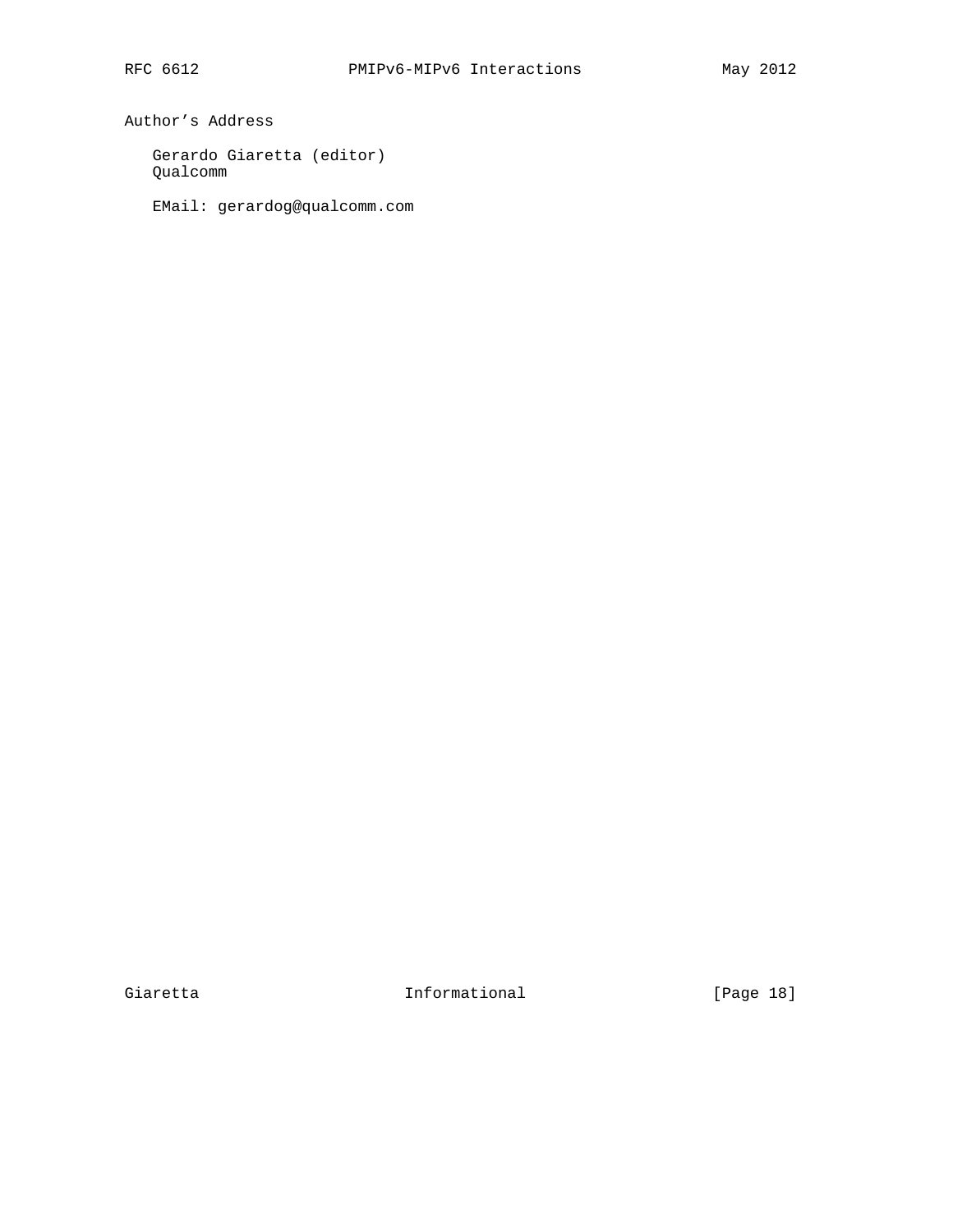# Author's Address

Gerardo Giaretta (editor)
Qualcomm

EMail: gerardog@qualcomm.com